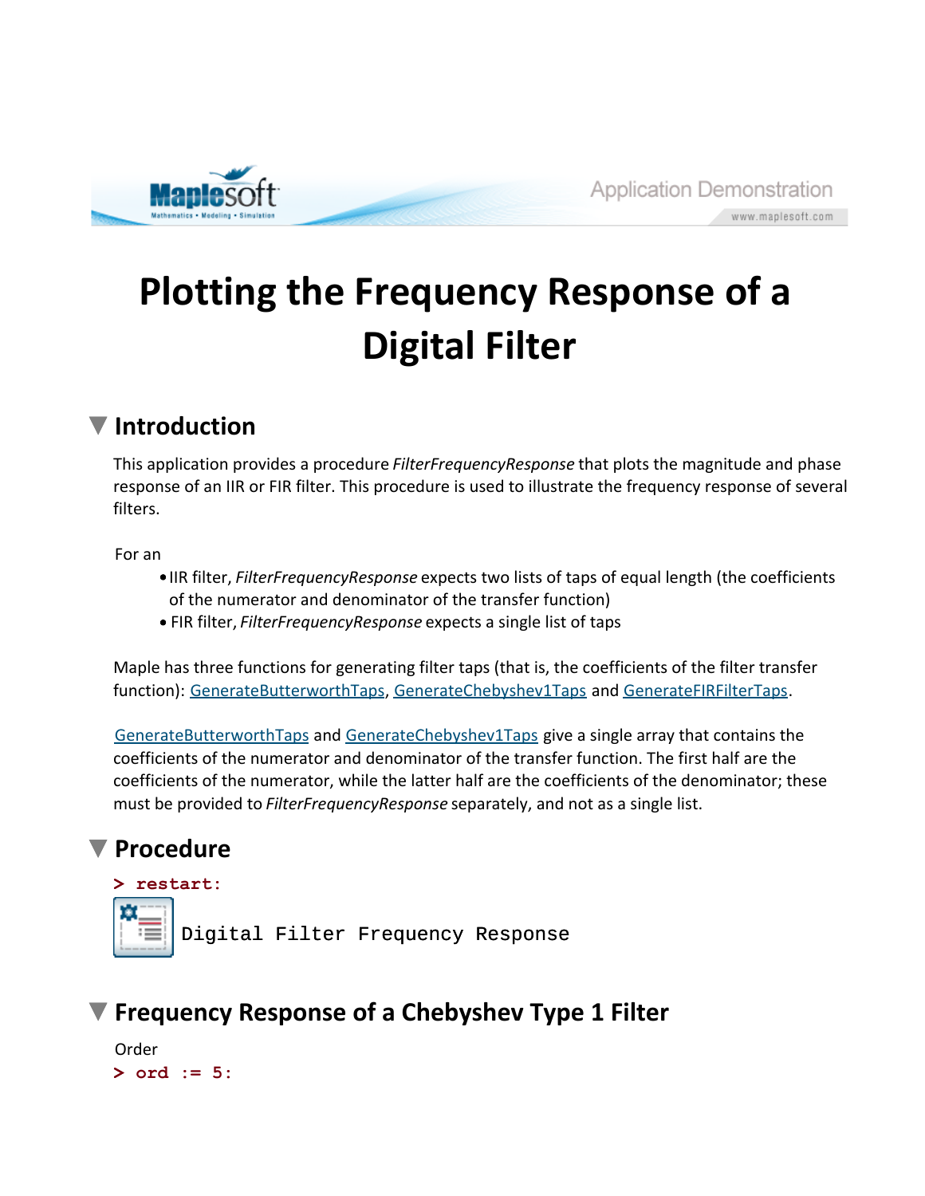# Plotting the Frequency Response of a Digital Filter

## Introduction

This application provides a procedure *FilterFrequencyResponse* that plots the magnitude and phase response of an IIR or FIR filter. This procedure is used to illustrate the frequency response of several filters.

For an

- IIR filter, *FilterFrequencyResponse* expects two lists of taps of equal length (the coefficients of the numerator and denominator of the transfer function)
- FIR filter, *FilterFrequencyResponse* expects a single list of taps

Maple has three functions for generating filter taps (that is, the coefficients of the filter transfer function): GenerateButterworthTaps, GenerateChebyshev1Taps and GenerateFIRFilterTaps.

GenerateButterworthTaps and GenerateChebyshev1Taps give a single array that contains the coefficients of the numerator and denominator of the transfer function. The first half are the coefficients of the numerator, while the latter half are the coefficients of the denominator; these must be provided to *FilterFrequencyResponse* separately, and not as a single list.

## Procedure

```
> restart:
```

Digital Filter Frequency Response

## Frequency Response of a Chebyshev Type 1 Filter

Order

```
> ord := 5:
```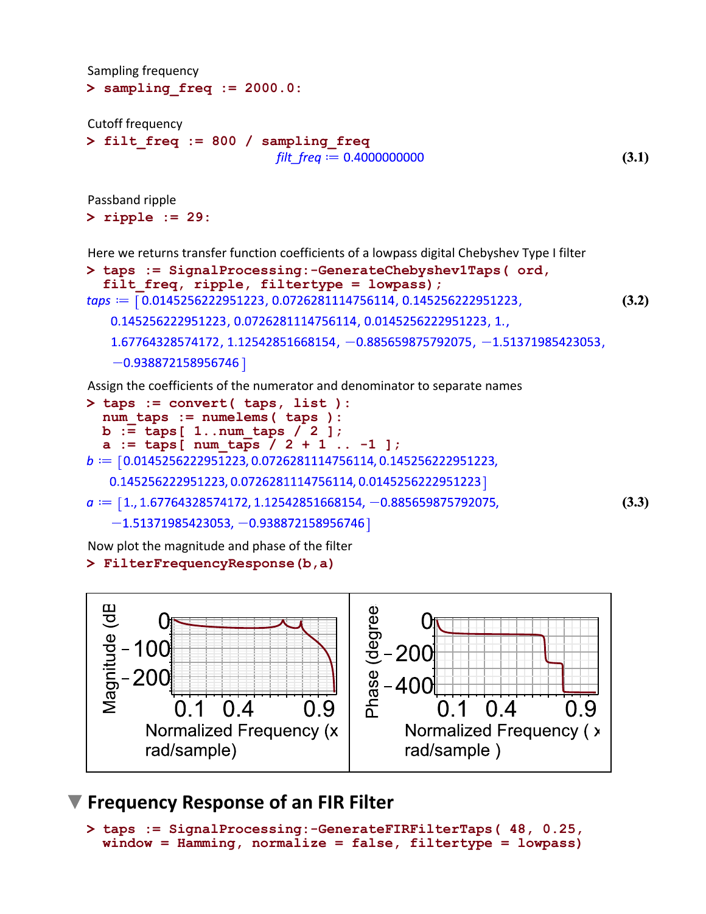Sampling frequency

```
> sampling_freq := 2000.0:
```

Cutoff frequency

```
> filt_freq := 800 / sampling_freq
```

$$filt\_freq := 0.4000000000 \tag{3.1}$$

Passband ripple

```
> ripple := 29:
```

Here we returns transfer function coefficients of a lowpass digital Chebyshev Type I filter

```
> taps := SignalProcessing:-GenerateChebyshev1Taps( ord,
  filt_freq, ripple, filtertype = lowpass);
```

$$taps := [0.0145256222951223, 0.0726281114756114, 0.145256222951223, 0.145256222951223, 0.0726281114756114, 0.0145256222951223, 1., 1.67764328574172, 1.12542851668154, -0.885659875792075, -1.51371985423053, -0.938872158956746] \tag{3.2}$$

Assign the coefficients of the numerator and denominator to separate names

```
> taps := convert( taps, list ):
  num_taps := numelems( taps ):
  b := taps[ 1..num_taps / 2 ];
  a := taps[ num_taps / 2 + 1 .. -1 ];
```

$$b := [0.0145256222951223, 0.0726281114756114, 0.145256222951223, 0.145256222951223, 0.0726281114756114, 0.0145256222951223]$$

$$a := [1., 1.67764328574172, 1.12542851668154, -0.885659875792075, -1.51371985423053, -0.938872158956746] \tag{3.3}$$

Now plot the magnitude and phase of the filter

```
> FilterFrequencyResponse(b,a)
```

## Frequency Response of an FIR Filter

```
> taps := SignalProcessing:-GenerateFIRFilterTaps( 48, 0.25,
  window = Hamming, normalize = false, filtertype = lowpass)
```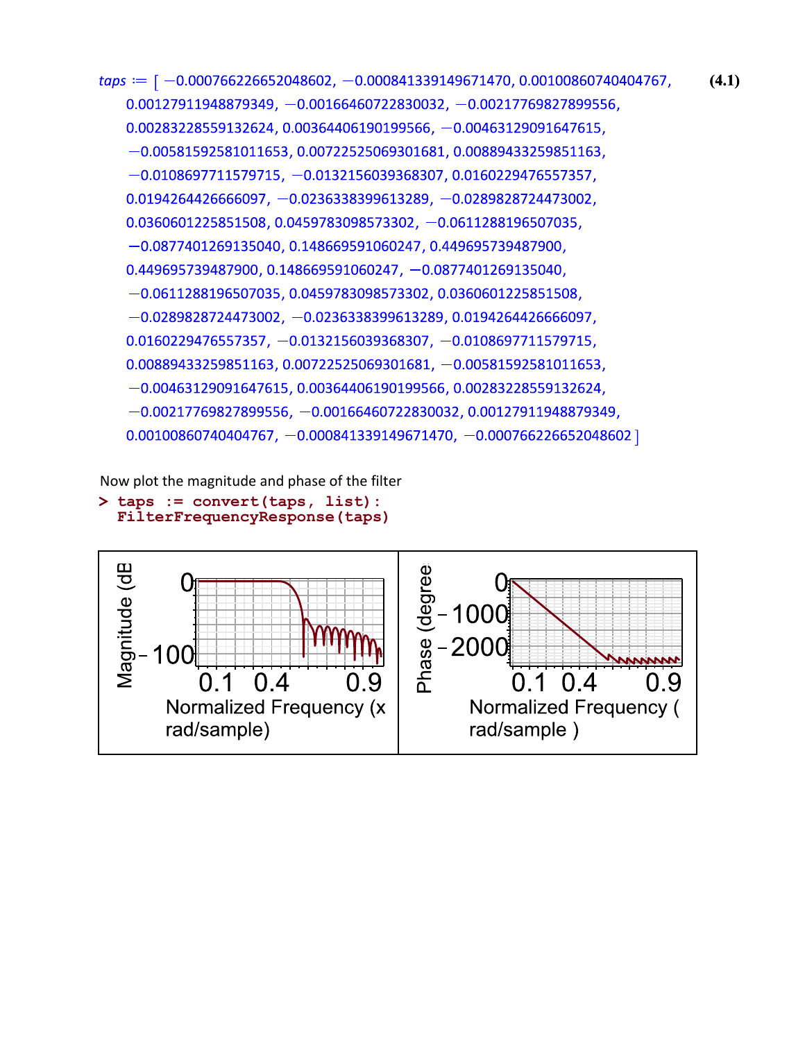$$taps := [-0.000766226652048602, -0.000841339149671470, 0.00100860740404767, 0.00127911948879349, -0.00166460722830032, -0.00217769827899556, 0.00283228559132624, 0.00364406190199566, -0.00463129091647615, -0.00581592581011653, 0.00722525069301681, 0.00889433259851163, -0.0108697711579715, -0.0132156039368307, 0.0160229476557357, 0.0194264426666097, -0.0236338399613289, -0.0289828724473002, 0.0360601225851508, 0.0459783098573302, -0.0611288196507035, -0.0877401269135040, 0.148669591060247, 0.449695739487900, 0.449695739487900, 0.148669591060247, -0.0877401269135040, -0.0611288196507035, 0.0459783098573302, 0.0360601225851508, -0.0289828724473002, -0.0236338399613289, 0.0194264426666097, 0.0160229476557357, -0.0132156039368307, -0.0108697711579715, 0.00889433259851163, 0.00722525069301681, -0.00581592581011653, -0.00463129091647615, 0.00364406190199566, 0.00283228559132624, -0.00217769827899556, -0.00166460722830032, 0.00127911948879349, 0.00100860740404767, -0.000841339149671470, -0.000766226652048602] \tag{4.1}$$

Now plot the magnitude and phase of the filter

```
> taps := convert(taps, list):
  FilterFrequencyResponse(taps)
```

Magnitude (dE
0
-100
0.1 0.4 0.9
Normalized Frequency (x
rad/sample)

Phase (degree
0
-1000
-2000
0.1 0.4 0.9
Normalized Frequency (
rad/sample )